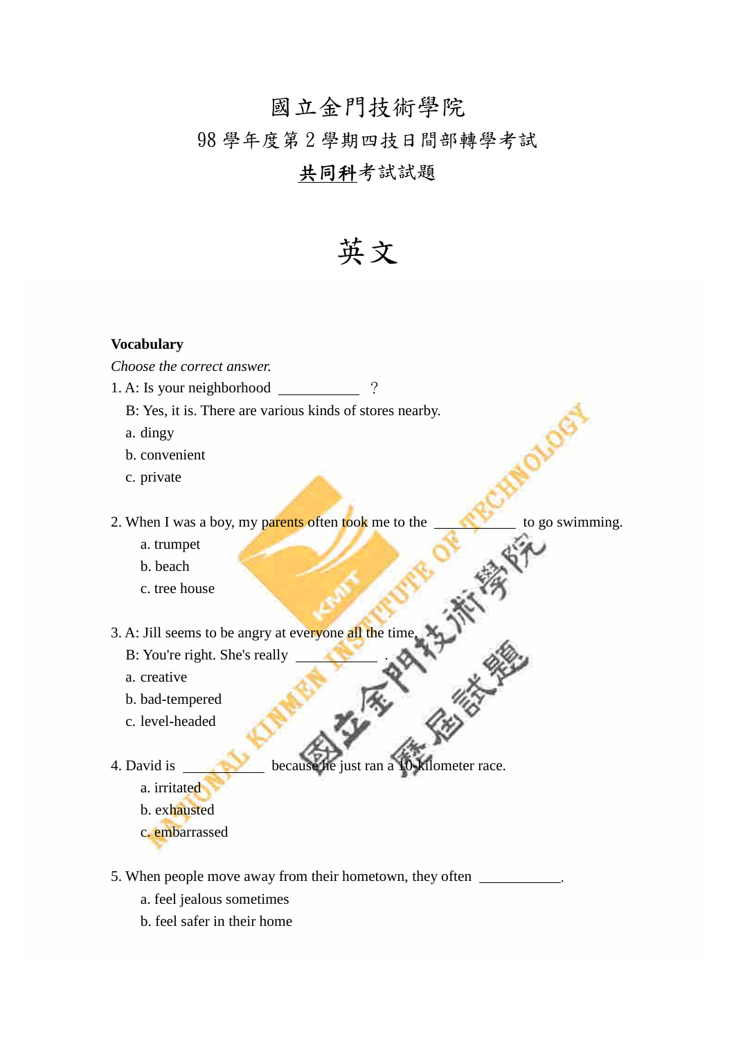# 國立金門技術學院

## 98 學年度第 2 學期四技日間部轉學考試

## 共同科考試試題

# 英文

**Vocabulary**

*Choose the correct answer.*

1. A: Is your neighborhood ___________ ?

   B: Yes, it is. There are various kinds of stores nearby.

   a. dingy

   b. convenient

   c. private

2. When I was a boy, my parents often took me to the ___________ to go swimming.

   a. trumpet

   b. beach

   c. tree house

3. A: Jill seems to be angry at everyone all the time.

   B: You're right. She's really ___________ .

   a. creative

   b. bad-tempered

   c. level-headed

4. David is ___________ because he just ran a 10-kilometer race.

   a. irritated

   b. exhausted

   c. embarrassed

5. When people move away from their hometown, they often ___________.

   a. feel jealous sometimes

   b. feel safer in their home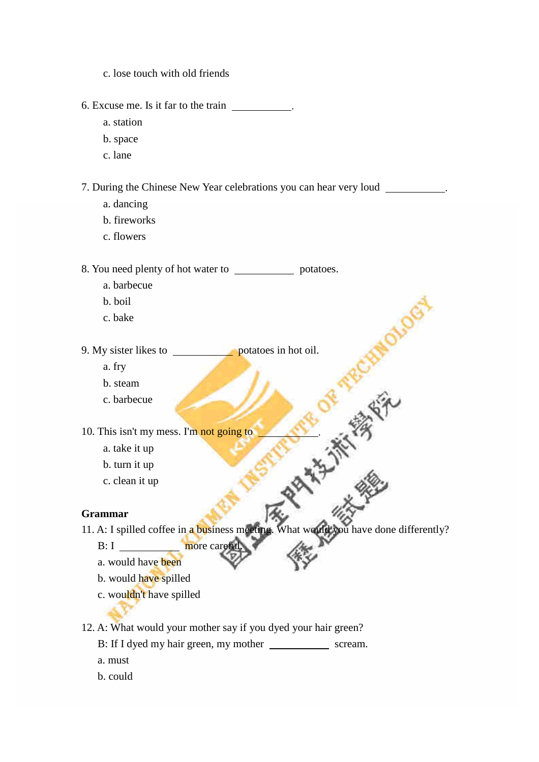c. lose touch with old friends

6. Excuse me. Is it far to the train \_\_\_\_\_\_\_\_\_\_.
   a. station
   b. space
   c. lane

7. During the Chinese New Year celebrations you can hear very loud \_\_\_\_\_\_\_\_\_\_.
   a. dancing
   b. fireworks
   c. flowers

8. You need plenty of hot water to \_\_\_\_\_\_\_\_\_\_ potatoes.
   a. barbecue
   b. boil
   c. bake

9. My sister likes to \_\_\_\_\_\_\_\_\_\_ potatoes in hot oil.
   a. fry
   b. steam
   c. barbecue

10. This isn't my mess. I'm not going to \_\_\_\_\_\_\_\_\_\_.
    a. take it up
    b. turn it up
    c. clean it up

**Grammar**

11. A: I spilled coffee in a business meeting. What would you have done differently?
    B: I \_\_\_\_\_\_\_\_\_\_ more careful.
    a. would have been
    b. would have spilled
    c. wouldn't have spilled

12. A: What would your mother say if you dyed your hair green?
    B: If I dyed my hair green, my mother \_\_\_\_\_\_\_\_\_\_ scream.
    a. must
    b. could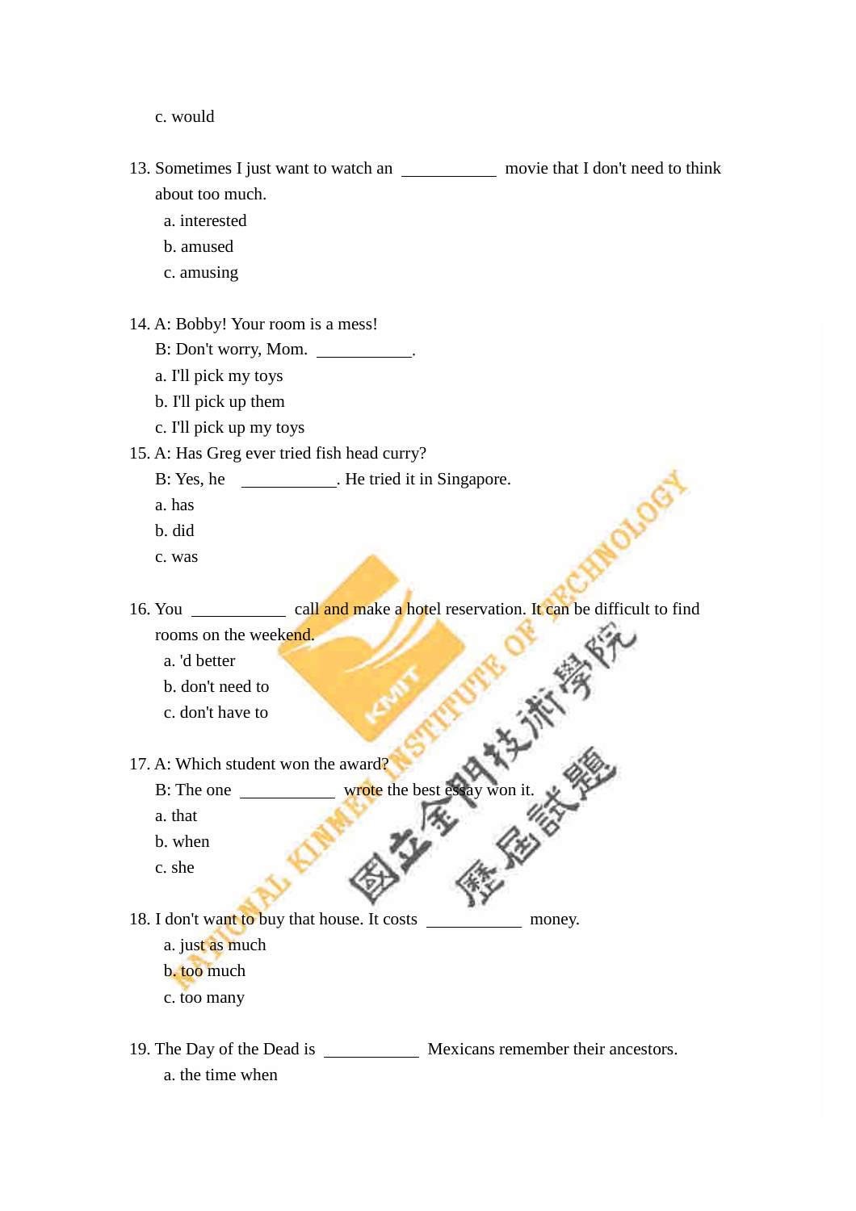c. would

13. Sometimes I just want to watch an ___________ movie that I don't need to think about too much.
   a. interested
   b. amused
   c. amusing

14. A: Bobby! Your room is a mess!
   B: Don't worry, Mom. ___________.
   a. I'll pick my toys
   b. I'll pick up them
   c. I'll pick up my toys

15. A: Has Greg ever tried fish head curry?
   B: Yes, he ___________. He tried it in Singapore.
   a. has
   b. did
   c. was

16. You ___________ call and make a hotel reservation. It can be difficult to find rooms on the weekend.
   a. 'd better
   b. don't need to
   c. don't have to

17. A: Which student won the award?
   B: The one ___________ wrote the best essay won it.
   a. that
   b. when
   c. she

18. I don't want to buy that house. It costs ___________ money.
   a. just as much
   b. too much
   c. too many

19. The Day of the Dead is ___________ Mexicans remember their ancestors.
   a. the time when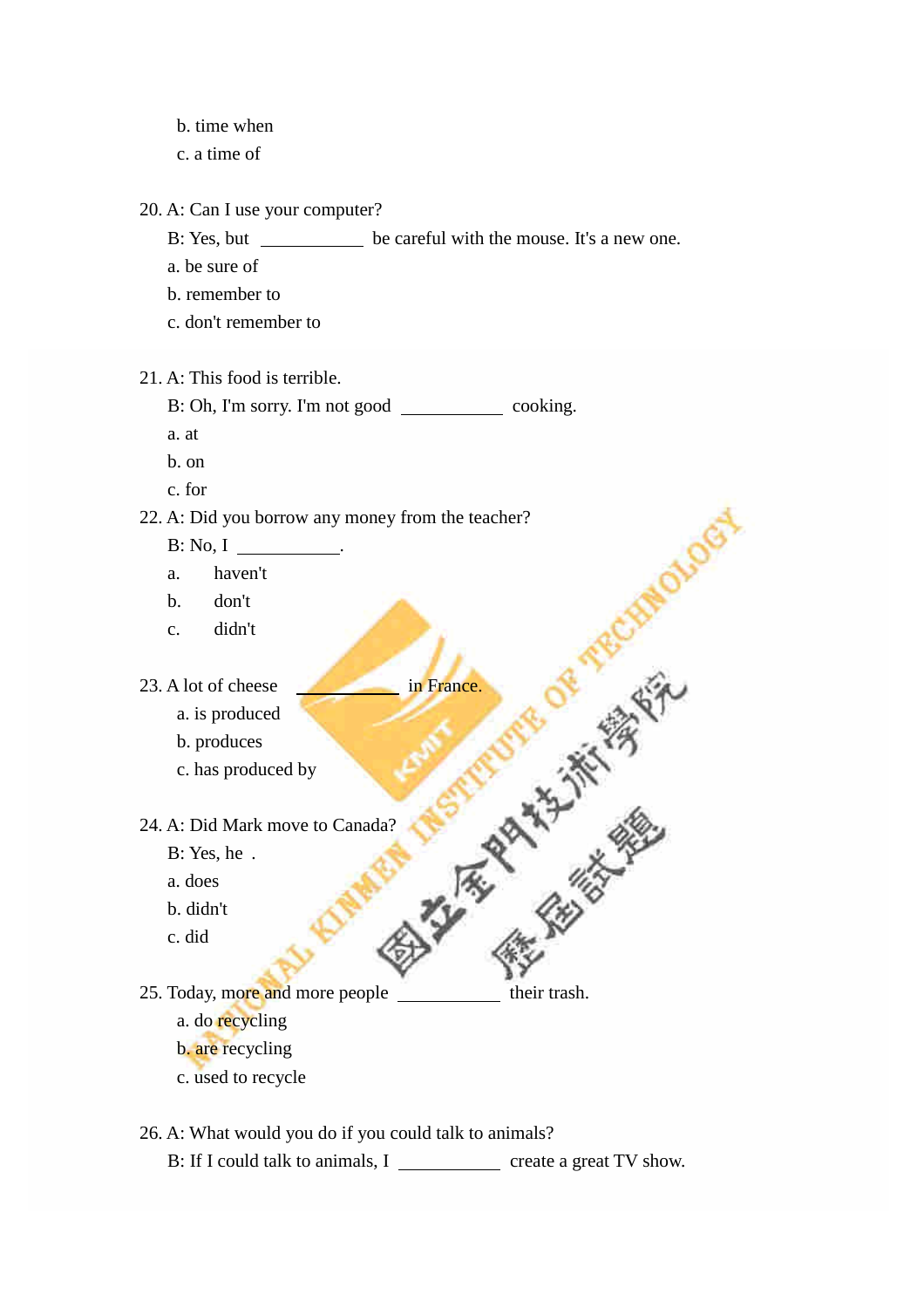b. time when

c. a time of

20. A: Can I use your computer?

    B: Yes, but ___________ be careful with the mouse. It's a new one.

    a. be sure of

    b. remember to

    c. don't remember to

21. A: This food is terrible.

    B: Oh, I'm sorry. I'm not good ___________ cooking.

    a. at

    b. on

    c. for

22. A: Did you borrow any money from the teacher?

    B: No, I ___________.

    a. haven't

    b. don't

    c. didn't

23. A lot of cheese ___________ in France.

    a. is produced

    b. produces

    c. has produced by

24. A: Did Mark move to Canada?

    B: Yes, he .

    a. does

    b. didn't

    c. did

25. Today, more and more people ___________ their trash.

    a. do recycling

    b. are recycling

    c. used to recycle

26. A: What would you do if you could talk to animals?

    B: If I could talk to animals, I ___________ create a great TV show.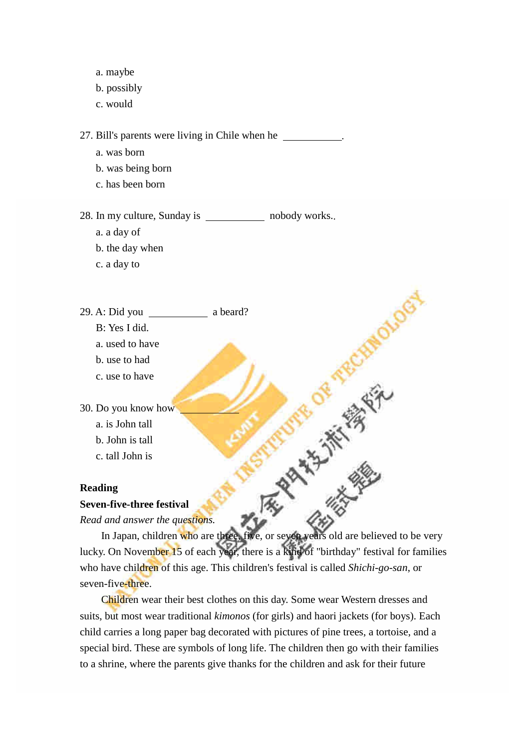a. maybe
b. possibly
c. would

27. Bill's parents were living in Chile when he ___________.
    a. was born
    b. was being born
    c. has been born

28. In my culture, Sunday is ___________ nobody works..
    a. a day of
    b. the day when
    c. a day to

29. A: Did you ___________ a beard?
    B: Yes I did.
    a. used to have
    b. use to had
    c. use to have

30. Do you know how ___________
    a. is John tall
    b. John is tall
    c. tall John is

**Reading**

**Seven-five-three festival**

*Read and answer the questions.*

In Japan, children who are three, five, or seven years old are believed to be very lucky. On November 15 of each year, there is a kind of "birthday" festival for families who have children of this age. This children's festival is called *Shichi-go-san*, or seven-five-three.

Children wear their best clothes on this day. Some wear Western dresses and suits, but most wear traditional *kimonos* (for girls) and haori jackets (for boys). Each child carries a long paper bag decorated with pictures of pine trees, a tortoise, and a special bird. These are symbols of long life. The children then go with their families to a shrine, where the parents give thanks for the children and ask for their future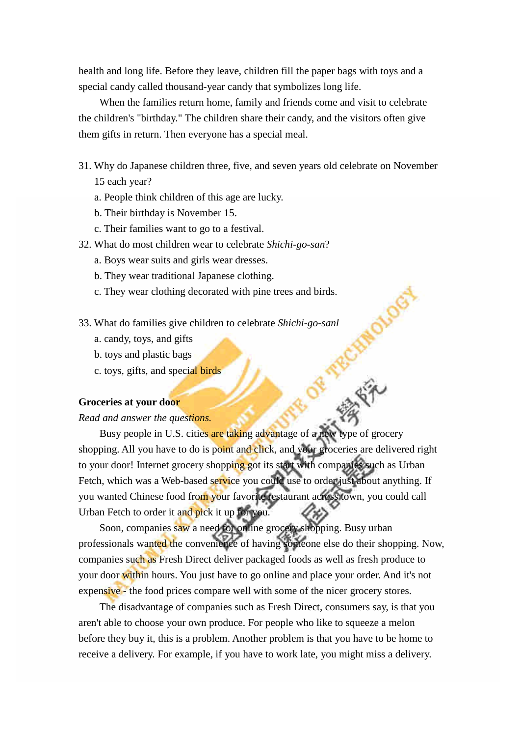health and long life. Before they leave, children fill the paper bags with toys and a special candy called thousand-year candy that symbolizes long life.

When the families return home, family and friends come and visit to celebrate the children's "birthday." The children share their candy, and the visitors often give them gifts in return. Then everyone has a special meal.

31. Why do Japanese children three, five, and seven years old celebrate on November 15 each year?
    a. People think children of this age are lucky.
    b. Their birthday is November 15.
    c. Their families want to go to a festival.
32. What do most children wear to celebrate *Shichi-go-san*?
    a. Boys wear suits and girls wear dresses.
    b. They wear traditional Japanese clothing.
    c. They wear clothing decorated with pine trees and birds.

33. What do families give children to celebrate *Shichi-go-sanl*
    a. candy, toys, and gifts
    b. toys and plastic bags
    c. toys, gifts, and special birds

**Groceries at your door**

*Read and answer the questions.*

Busy people in U.S. cities are taking advantage of a new type of grocery shopping. All you have to do is point and click, and your groceries are delivered right to your door! Internet grocery shopping got its start with companies such as Urban Fetch, which was a Web-based service you could use to order just about anything. If you wanted Chinese food from your favorite restaurant across town, you could call Urban Fetch to order it and pick it up for you.

Soon, companies saw a need for online grocery shopping. Busy urban professionals wanted the convenience of having someone else do their shopping. Now, companies such as Fresh Direct deliver packaged foods as well as fresh produce to your door within hours. You just have to go online and place your order. And it's not expensive - the food prices compare well with some of the nicer grocery stores.

The disadvantage of companies such as Fresh Direct, consumers say, is that you aren't able to choose your own produce. For people who like to squeeze a melon before they buy it, this is a problem. Another problem is that you have to be home to receive a delivery. For example, if you have to work late, you might miss a delivery.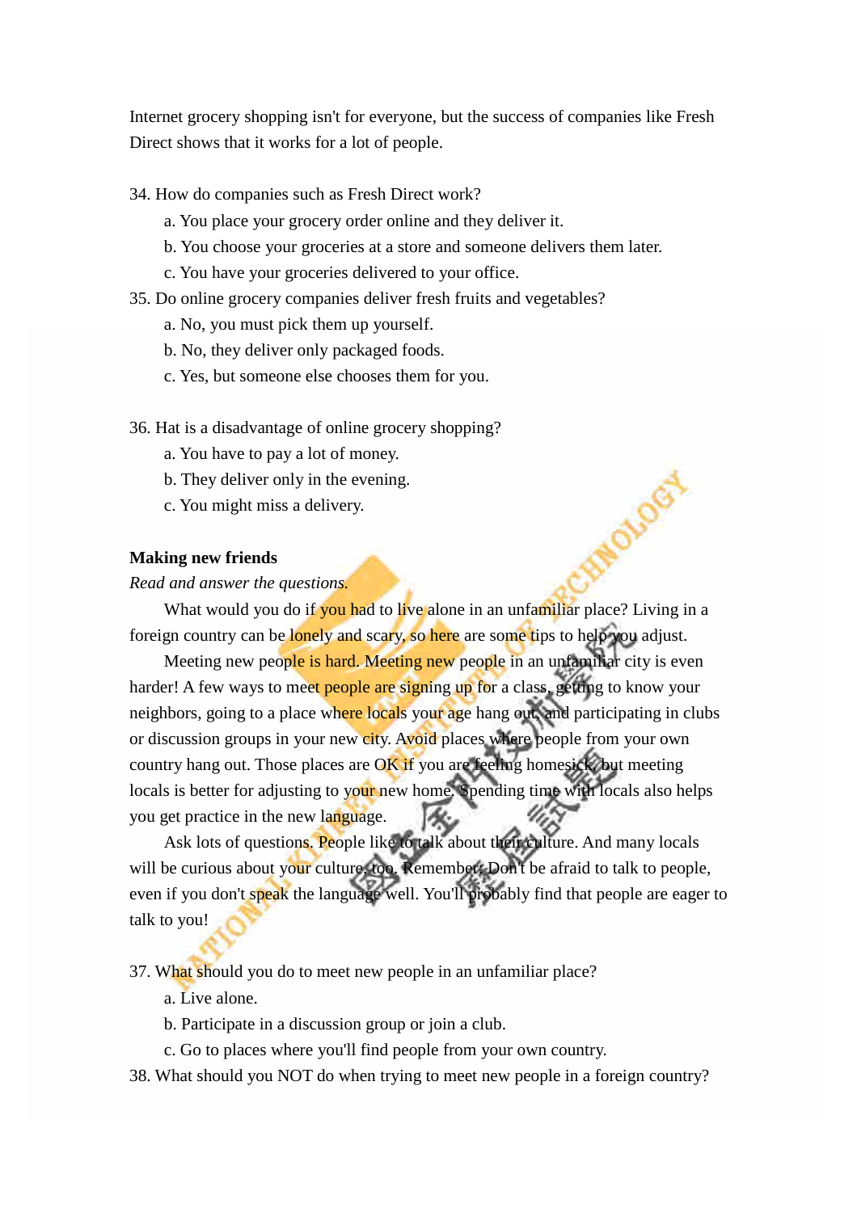Internet grocery shopping isn't for everyone, but the success of companies like Fresh Direct shows that it works for a lot of people.

34. How do companies such as Fresh Direct work?
    a. You place your grocery order online and they deliver it.
    b. You choose your groceries at a store and someone delivers them later.
    c. You have your groceries delivered to your office.
35. Do online grocery companies deliver fresh fruits and vegetables?
    a. No, you must pick them up yourself.
    b. No, they deliver only packaged foods.
    c. Yes, but someone else chooses them for you.

36. Hat is a disadvantage of online grocery shopping?
    a. You have to pay a lot of money.
    b. They deliver only in the evening.
    c. You might miss a delivery.

**Making new friends**

*Read and answer the questions.*

What would you do if you had to live alone in an unfamiliar place? Living in a foreign country can be lonely and scary, so here are some tips to help you adjust.

Meeting new people is hard. Meeting new people in an unfamiliar city is even harder! A few ways to meet people are signing up for a class, getting to know your neighbors, going to a place where locals your age hang out, and participating in clubs or discussion groups in your new city. Avoid places where people from your own country hang out. Those places are OK if you are feeling homesick, but meeting locals is better for adjusting to your new home. Spending time with locals also helps you get practice in the new language.

Ask lots of questions. People like to talk about their culture. And many locals will be curious about your culture, too. Remember: Don't be afraid to talk to people, even if you don't speak the language well. You'll probably find that people are eager to talk to you!

37. What should you do to meet new people in an unfamiliar place?
    a. Live alone.
    b. Participate in a discussion group or join a club.
    c. Go to places where you'll find people from your own country.
38. What should you NOT do when trying to meet new people in a foreign country?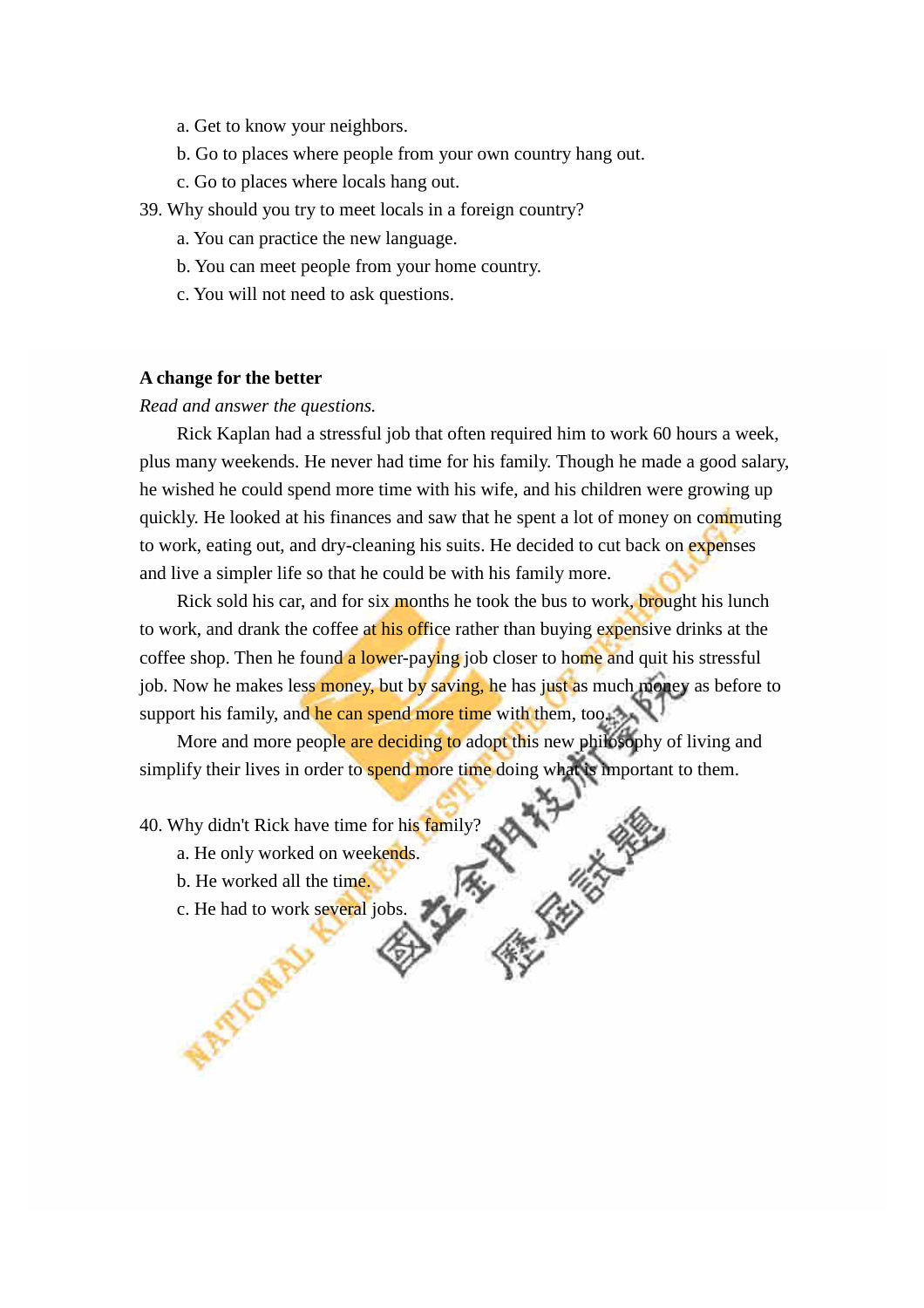a. Get to know your neighbors.

b. Go to places where people from your own country hang out.

c. Go to places where locals hang out.

39. Why should you try to meet locals in a foreign country?

a. You can practice the new language.

b. You can meet people from your home country.

c. You will not need to ask questions.

**A change for the better**

*Read and answer the questions.*

Rick Kaplan had a stressful job that often required him to work 60 hours a week, plus many weekends. He never had time for his family. Though he made a good salary, he wished he could spend more time with his wife, and his children were growing up quickly. He looked at his finances and saw that he spent a lot of money on commuting to work, eating out, and dry-cleaning his suits. He decided to cut back on expenses and live a simpler life so that he could be with his family more.

Rick sold his car, and for six months he took the bus to work, brought his lunch to work, and drank the coffee at his office rather than buying expensive drinks at the coffee shop. Then he found a lower-paying job closer to home and quit his stressful job. Now he makes less money, but by saving, he has just as much money as before to support his family, and he can spend more time with them, too.

More and more people are deciding to adopt this new philosophy of living and simplify their lives in order to spend more time doing what is important to them.

40. Why didn't Rick have time for his family?

a. He only worked on weekends.

b. He worked all the time.

c. He had to work several jobs.